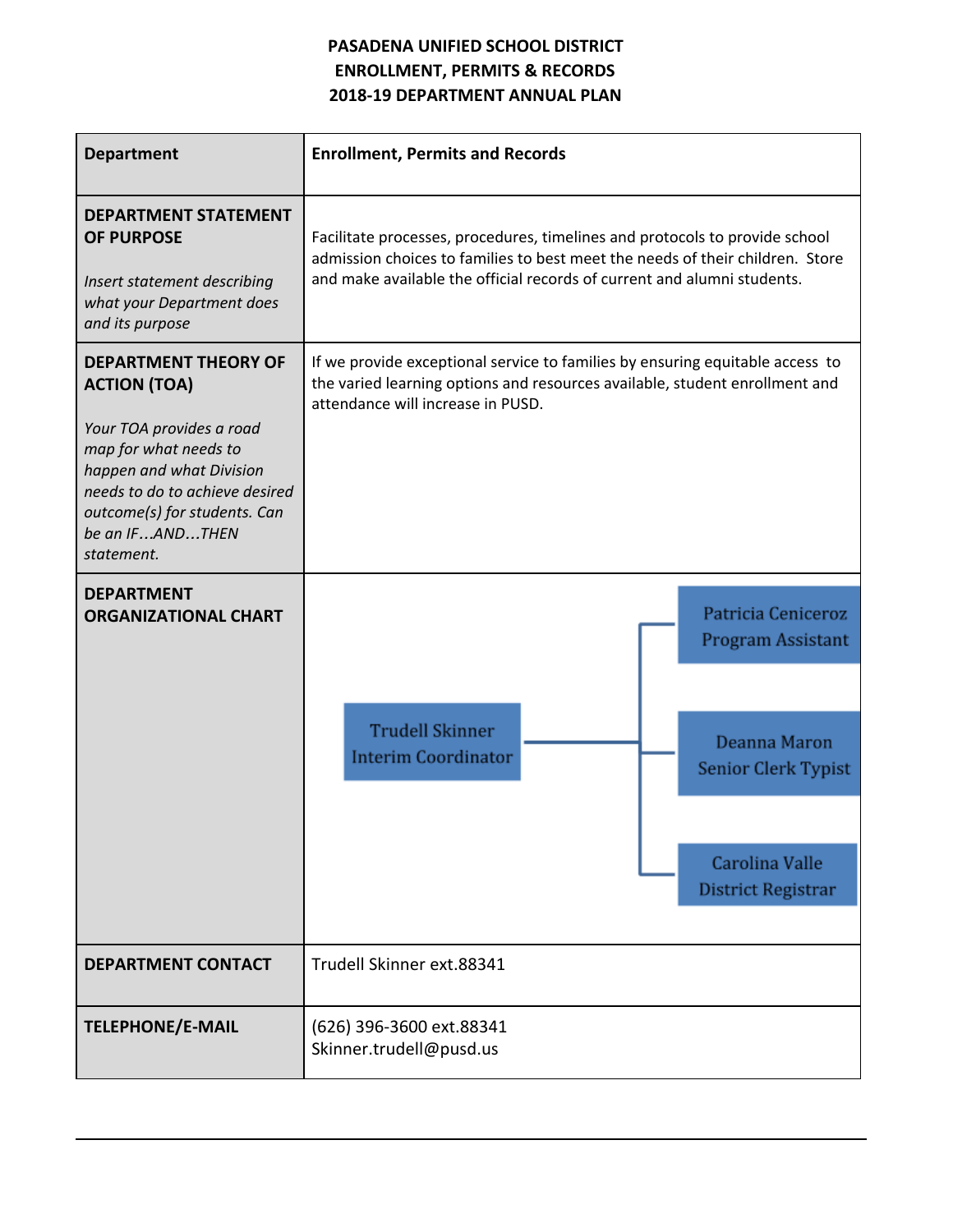# PASADENA UNIFIED SCHOOL DISTRICT
## ENROLLMENT, PERMITS & RECORDS
## 2018-19 DEPARTMENT ANNUAL PLAN

| **Department** | **Enrollment, Permits and Records** |
|---|---|
| **DEPARTMENT STATEMENT OF PURPOSE**<br><br>*Insert statement describing what your Department does and its purpose* | Facilitate processes, procedures, timelines and protocols to provide school admission choices to families to best meet the needs of their children. Store and make available the official records of current and alumni students. |
| **DEPARTMENT THEORY OF ACTION (TOA)**<br><br>*Your TOA provides a road map for what needs to happen and what Division needs to do to achieve desired outcome(s) for students. Can be an IF…AND…THEN statement.* | If we provide exceptional service to families by ensuring equitable access to the varied learning options and resources available, student enrollment and attendance will increase in PUSD. |
| **DEPARTMENT ORGANIZATIONAL CHART** | Trudell Skinner, Interim Coordinator<br>→ Patricia Ceniceroz, Program Assistant<br>→ Deanna Maron, Senior Clerk Typist<br>→ Carolina Valle, District Registrar |
| **DEPARTMENT CONTACT** | Trudell Skinner ext.88341 |
| **TELEPHONE/E-MAIL** | (626) 396-3600 ext.88341<br>Skinner.trudell@pusd.us |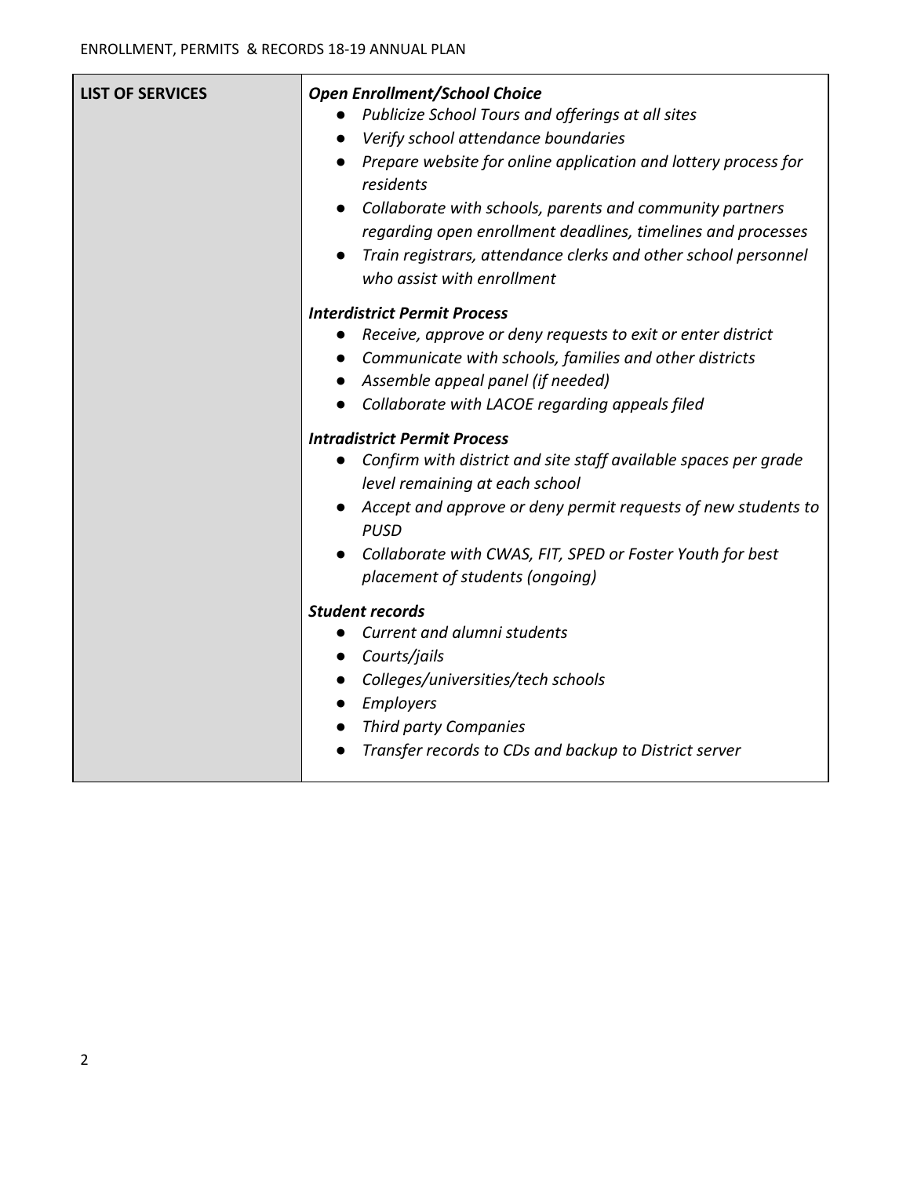| LIST OF SERVICES | ***Open Enrollment/School Choice***<br>• *Publicize School Tours and offerings at all sites*<br>• *Verify school attendance boundaries*<br>• *Prepare website for online application and lottery process for residents*<br>• *Collaborate with schools, parents and community partners regarding open enrollment deadlines, timelines and processes*<br>• *Train registrars, attendance clerks and other school personnel who assist with enrollment*<br><br>***Interdistrict Permit Process***<br>• *Receive, approve or deny requests to exit or enter district*<br>• *Communicate with schools, families and other districts*<br>• *Assemble appeal panel (if needed)*<br>• *Collaborate with LACOE regarding appeals filed*<br><br>***Intradistrict Permit Process***<br>• *Confirm with district and site staff available spaces per grade level remaining at each school*<br>• *Accept and approve or deny permit requests of new students to PUSD*<br>• *Collaborate with CWAS, FIT, SPED or Foster Youth for best placement of students (ongoing)*<br><br>***Student records***<br>• *Current and alumni students*<br>• *Courts/jails*<br>• *Colleges/universities/tech schools*<br>• *Employers*<br>• *Third party Companies*<br>• *Transfer records to CDs and backup to District server* |
|---|---|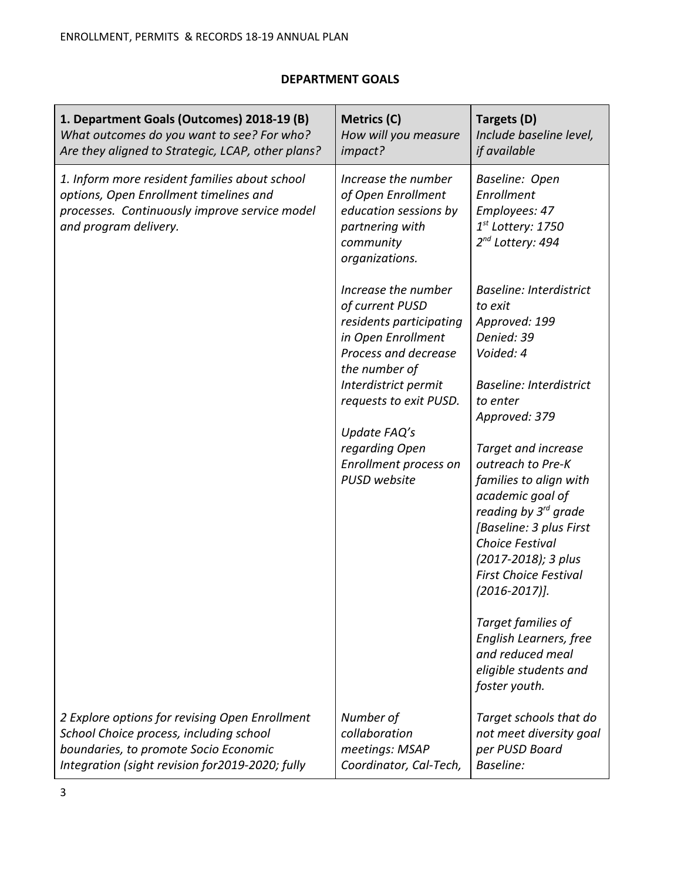## DEPARTMENT GOALS

| **1. Department Goals (Outcomes) 2018-19 (B)** *What outcomes do you want to see? For who? Are they aligned to Strategic, LCAP, other plans?* | **Metrics (C)** *How will you measure impact?* | **Targets (D)** *Include baseline level, if available* |
|---|---|---|
| *1. Inform more resident families about school options, Open Enrollment timelines and processes. Continuously improve service model and program delivery.* | *Increase the number of Open Enrollment education sessions by partnering with community organizations.*<br><br>*Increase the number of current PUSD residents participating in Open Enrollment Process and decrease the number of Interdistrict permit requests to exit PUSD.*<br><br>*Update FAQ's regarding Open Enrollment process on PUSD website* | *Baseline: Open Enrollment Employees: 47 1st Lottery: 1750 2nd Lottery: 494*<br><br>*Baseline: Interdistrict to exit Approved: 199 Denied: 39 Voided: 4*<br><br>*Baseline: Interdistrict to enter Approved: 379*<br><br>*Target and increase outreach to Pre-K families to align with academic goal of reading by 3rd grade [Baseline: 3 plus First Choice Festival (2017-2018); 3 plus First Choice Festival (2016-2017)].*<br><br>*Target families of English Learners, free and reduced meal eligible students and foster youth.* |
| *2 Explore options for revising Open Enrollment School Choice process, including school boundaries, to promote Socio Economic Integration (sight revision for2019-2020; fully* | *Number of collaboration meetings: MSAP Coordinator, Cal-Tech,* | *Target schools that do not meet diversity goal per PUSD Board Baseline:* |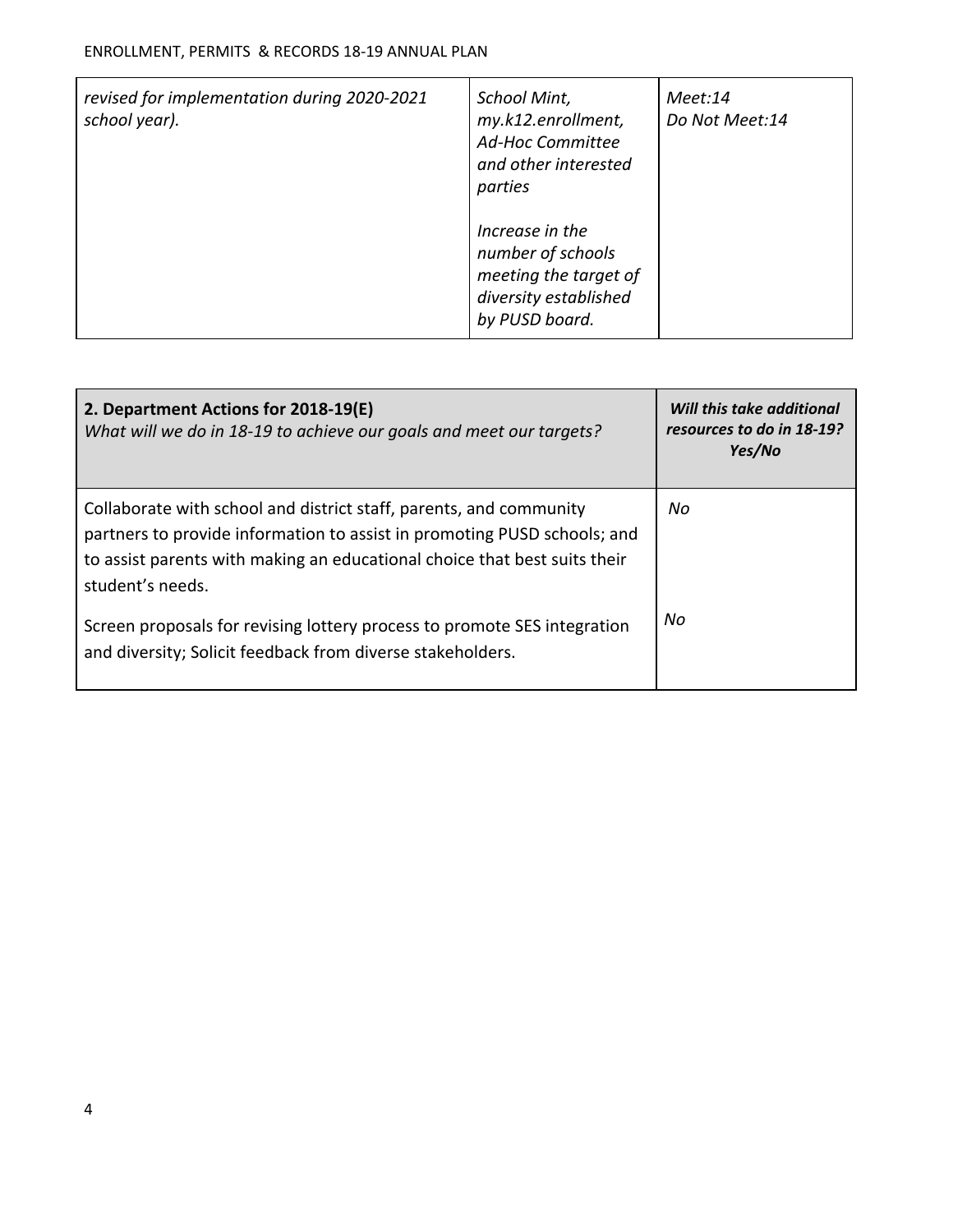| | | |
|---|---|---|
| *revised for implementation during 2020-2021 school year).* | *School Mint, my.k12.enrollment, Ad-Hoc Committee and other interested parties*<br><br>*Increase in the number of schools meeting the target of diversity established by PUSD board.* | *Meet:14*<br>*Do Not Meet:14* |

| **2. Department Actions for 2018-19(E)**<br>*What will we do in 18-19 to achieve our goals and meet our targets?* | ***Will this take additional resources to do in 18-19? Yes/No*** |
|---|---|
| Collaborate with school and district staff, parents, and community partners to provide information to assist in promoting PUSD schools; and to assist parents with making an educational choice that best suits their student's needs. | *No* |
| Screen proposals for revising lottery process to promote SES integration and diversity; Solicit feedback from diverse stakeholders. | *No* |